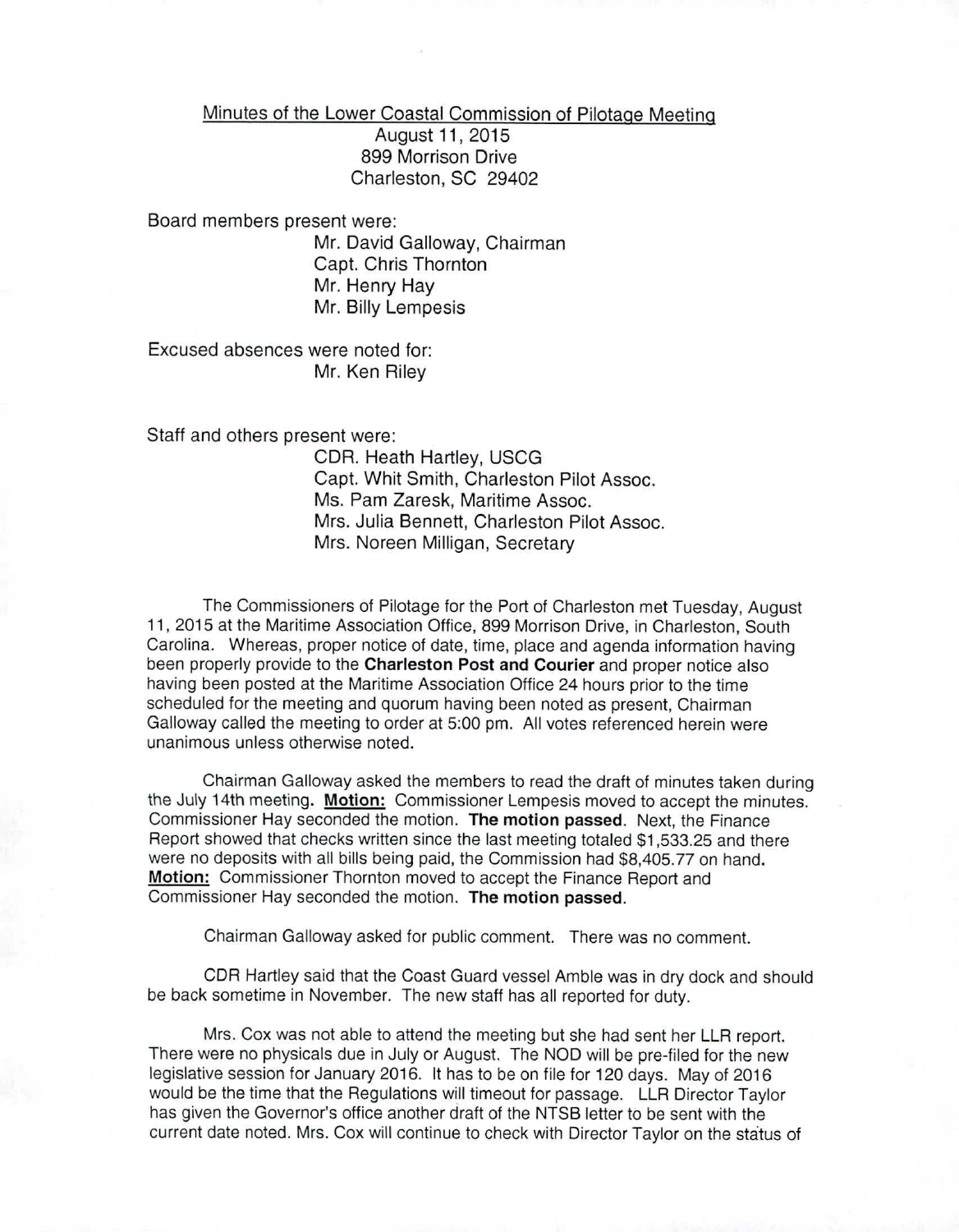Minutes of the Lower Coastal Commission of Pilotage Meeting
August 11, 2015
899 Morrison Drive
Charleston, SC 29402

Board members present were:
Mr. David Galloway, Chairman
Capt. Chris Thornton
Mr. Henry Hay
Mr. Billy Lempesis

Excused absences were noted for:
Mr. Ken Riley

Staff and others present were:
CDR. Heath Hartley, USCG
Capt. Whit Smith, Charleston Pilot Assoc.
Ms. Pam Zaresk, Maritime Assoc.
Mrs. Julia Bennett, Charleston Pilot Assoc.
Mrs. Noreen Milligan, Secretary

The Commissioners of Pilotage for the Port of Charleston met Tuesday, August 11, 2015 at the Maritime Association Office, 899 Morrison Drive, in Charleston, South Carolina. Whereas, proper notice of date, time, place and agenda information having been properly provide to the **Charleston Post and Courier** and proper notice also having been posted at the Maritime Association Office 24 hours prior to the time scheduled for the meeting and quorum having been noted as present, Chairman Galloway called the meeting to order at 5:00 pm. All votes referenced herein were unanimous unless otherwise noted.

Chairman Galloway asked the members to read the draft of minutes taken during the July 14th meeting. **Motion:** Commissioner Lempesis moved to accept the minutes. Commissioner Hay seconded the motion. **The motion passed**. Next, the Finance Report showed that checks written since the last meeting totaled $1,533.25 and there were no deposits with all bills being paid, the Commission had $8,405.77 on hand. **Motion:** Commissioner Thornton moved to accept the Finance Report and Commissioner Hay seconded the motion. **The motion passed**.

Chairman Galloway asked for public comment. There was no comment.

CDR Hartley said that the Coast Guard vessel Amble was in dry dock and should be back sometime in November. The new staff has all reported for duty.

Mrs. Cox was not able to attend the meeting but she had sent her LLR report. There were no physicals due in July or August. The NOD will be pre-filed for the new legislative session for January 2016. It has to be on file for 120 days. May of 2016 would be the time that the Regulations will timeout for passage. LLR Director Taylor has given the Governor's office another draft of the NTSB letter to be sent with the current date noted. Mrs. Cox will continue to check with Director Taylor on the status of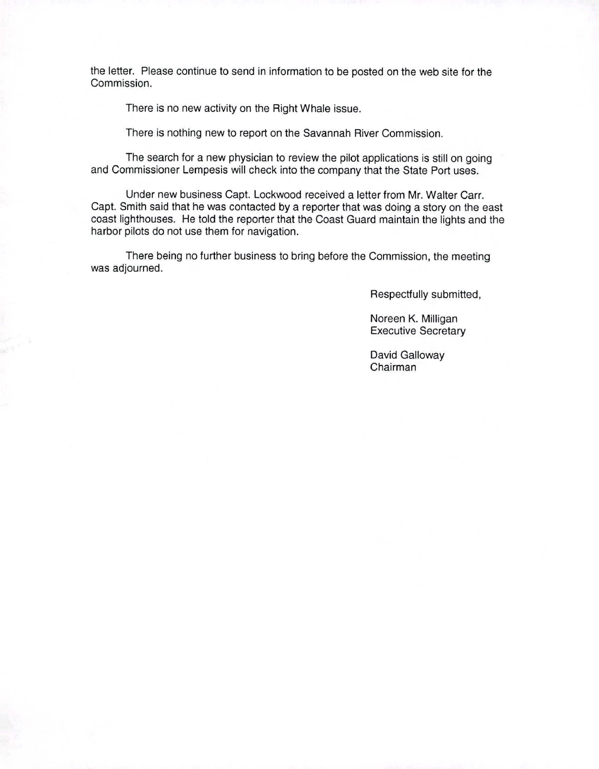the letter. Please continue to send in information to be posted on the web site for the Commission.

There is no new activity on the Right Whale issue.

There is nothing new to report on the Savannah River Commission.

The search for a new physician to review the pilot applications is still on going and Commissioner Lempesis will check into the company that the State Port uses.

Under new business Capt. Lockwood received a letter from Mr. Walter Carr. Capt. Smith said that he was contacted by a reporter that was doing a story on the east coast lighthouses. He told the reporter that the Coast Guard maintain the lights and the harbor pilots do not use them for navigation.

There being no further business to bring before the Commission, the meeting was adjourned.

Respectfully submitted,

Noreen K. Milligan
Executive Secretary

David Galloway
Chairman